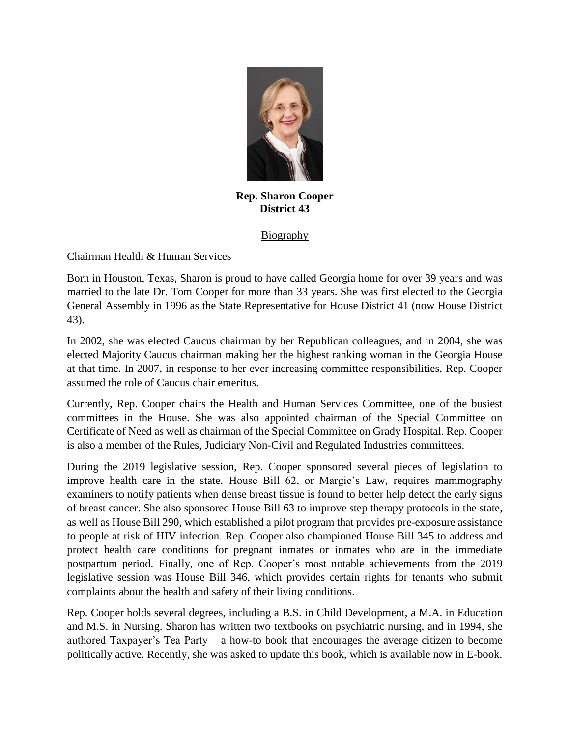**Rep. Sharon Cooper**
**District 43**

Biography

Chairman Health & Human Services

Born in Houston, Texas, Sharon is proud to have called Georgia home for over 39 years and was married to the late Dr. Tom Cooper for more than 33 years. She was first elected to the Georgia General Assembly in 1996 as the State Representative for House District 41 (now House District 43).

In 2002, she was elected Caucus chairman by her Republican colleagues, and in 2004, she was elected Majority Caucus chairman making her the highest ranking woman in the Georgia House at that time. In 2007, in response to her ever increasing committee responsibilities, Rep. Cooper assumed the role of Caucus chair emeritus.

Currently, Rep. Cooper chairs the Health and Human Services Committee, one of the busiest committees in the House. She was also appointed chairman of the Special Committee on Certificate of Need as well as chairman of the Special Committee on Grady Hospital. Rep. Cooper is also a member of the Rules, Judiciary Non-Civil and Regulated Industries committees.

During the 2019 legislative session, Rep. Cooper sponsored several pieces of legislation to improve health care in the state. House Bill 62, or Margie's Law, requires mammography examiners to notify patients when dense breast tissue is found to better help detect the early signs of breast cancer. She also sponsored House Bill 63 to improve step therapy protocols in the state, as well as House Bill 290, which established a pilot program that provides pre-exposure assistance to people at risk of HIV infection. Rep. Cooper also championed House Bill 345 to address and protect health care conditions for pregnant inmates or inmates who are in the immediate postpartum period. Finally, one of Rep. Cooper's most notable achievements from the 2019 legislative session was House Bill 346, which provides certain rights for tenants who submit complaints about the health and safety of their living conditions.

Rep. Cooper holds several degrees, including a B.S. in Child Development, a M.A. in Education and M.S. in Nursing. Sharon has written two textbooks on psychiatric nursing, and in 1994, she authored Taxpayer's Tea Party – a how-to book that encourages the average citizen to become politically active. Recently, she was asked to update this book, which is available now in E-book.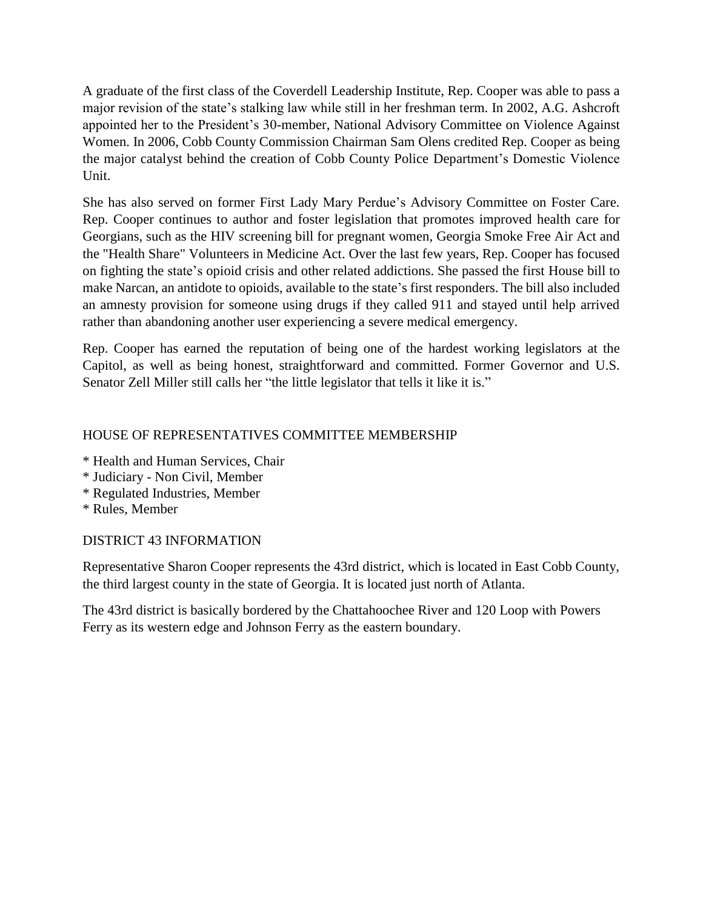A graduate of the first class of the Coverdell Leadership Institute, Rep. Cooper was able to pass a major revision of the state's stalking law while still in her freshman term. In 2002, A.G. Ashcroft appointed her to the President's 30-member, National Advisory Committee on Violence Against Women. In 2006, Cobb County Commission Chairman Sam Olens credited Rep. Cooper as being the major catalyst behind the creation of Cobb County Police Department's Domestic Violence Unit.

She has also served on former First Lady Mary Perdue's Advisory Committee on Foster Care. Rep. Cooper continues to author and foster legislation that promotes improved health care for Georgians, such as the HIV screening bill for pregnant women, Georgia Smoke Free Air Act and the "Health Share" Volunteers in Medicine Act. Over the last few years, Rep. Cooper has focused on fighting the state's opioid crisis and other related addictions. She passed the first House bill to make Narcan, an antidote to opioids, available to the state's first responders. The bill also included an amnesty provision for someone using drugs if they called 911 and stayed until help arrived rather than abandoning another user experiencing a severe medical emergency.

Rep. Cooper has earned the reputation of being one of the hardest working legislators at the Capitol, as well as being honest, straightforward and committed. Former Governor and U.S. Senator Zell Miller still calls her "the little legislator that tells it like it is."

## HOUSE OF REPRESENTATIVES COMMITTEE MEMBERSHIP

* Health and Human Services, Chair
* Judiciary - Non Civil, Member
* Regulated Industries, Member
* Rules, Member

## DISTRICT 43 INFORMATION

Representative Sharon Cooper represents the 43rd district, which is located in East Cobb County, the third largest county in the state of Georgia. It is located just north of Atlanta.

The 43rd district is basically bordered by the Chattahoochee River and 120 Loop with Powers Ferry as its western edge and Johnson Ferry as the eastern boundary.